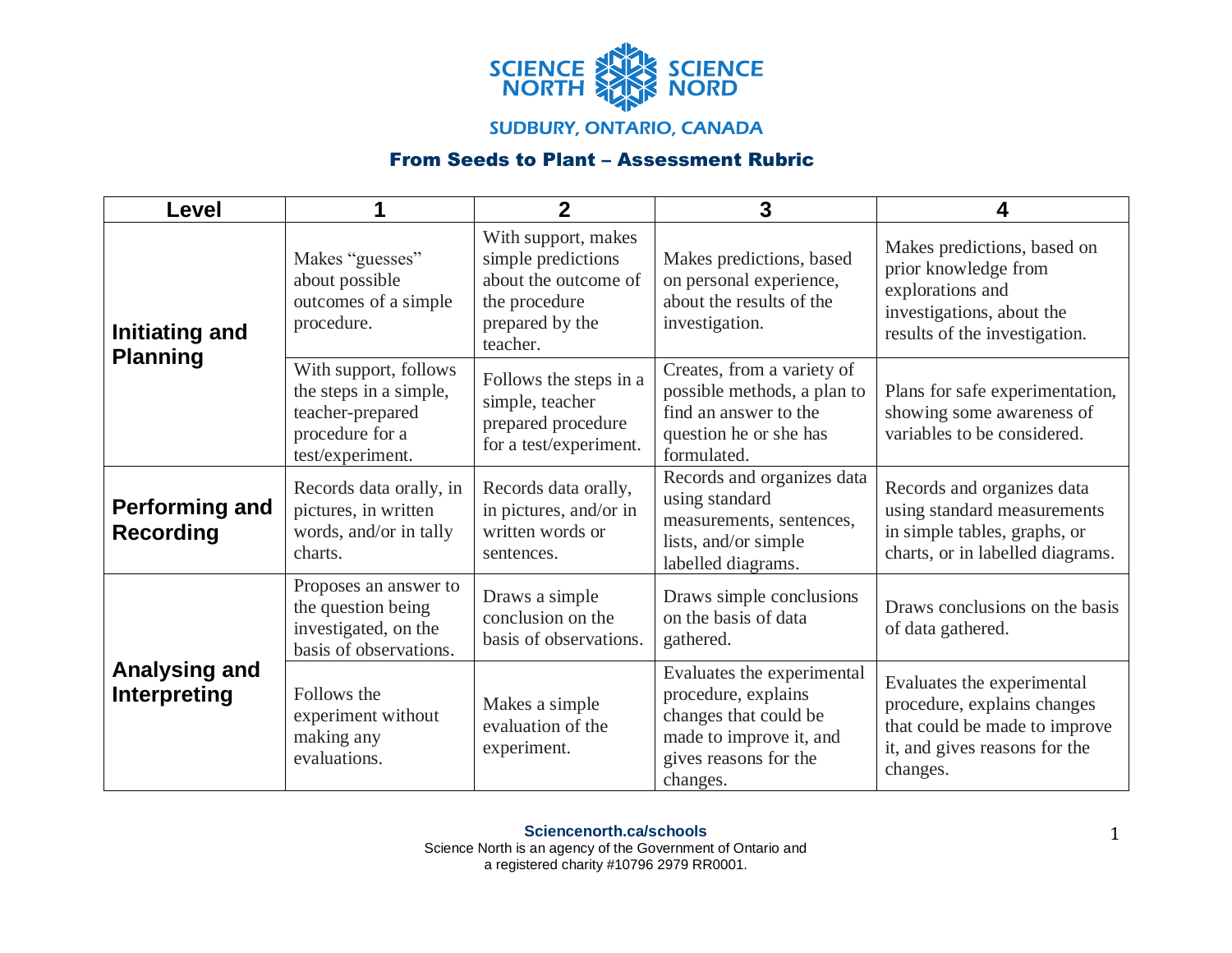SCIENCE NORTH SCIENCE NORD

SUDBURY, ONTARIO, CANADA

## From Seeds to Plant – Assessment Rubric

| Level | 1 | 2 | 3 | 4 |
|---|---|---|---|---|
| **Initiating and Planning** | Makes “guesses” about possible outcomes of a simple procedure. | With support, makes simple predictions about the outcome of the procedure prepared by the teacher. | Makes predictions, based on personal experience, about the results of the investigation. | Makes predictions, based on prior knowledge from explorations and investigations, about the results of the investigation. |
| | With support, follows the steps in a simple, teacher-prepared procedure for a test/experiment. | Follows the steps in a simple, teacher prepared procedure for a test/experiment. | Creates, from a variety of possible methods, a plan to find an answer to the question he or she has formulated. | Plans for safe experimentation, showing some awareness of variables to be considered. |
| **Performing and Recording** | Records data orally, in pictures, in written words, and/or in tally charts. | Records data orally, in pictures, and/or in written words or sentences. | Records and organizes data using standard measurements, sentences, lists, and/or simple labelled diagrams. | Records and organizes data using standard measurements in simple tables, graphs, or charts, or in labelled diagrams. |
| **Analysing and Interpreting** | Proposes an answer to the question being investigated, on the basis of observations. | Draws a simple conclusion on the basis of observations. | Draws simple conclusions on the basis of data gathered. | Draws conclusions on the basis of data gathered. |
| | Follows the experiment without making any evaluations. | Makes a simple evaluation of the experiment. | Evaluates the experimental procedure, explains changes that could be made to improve it, and gives reasons for the changes. | Evaluates the experimental procedure, explains changes that could be made to improve it, and gives reasons for the changes. |

**Sciencenorth.ca/schools**
Science North is an agency of the Government of Ontario and
a registered charity #10796 2979 RR0001.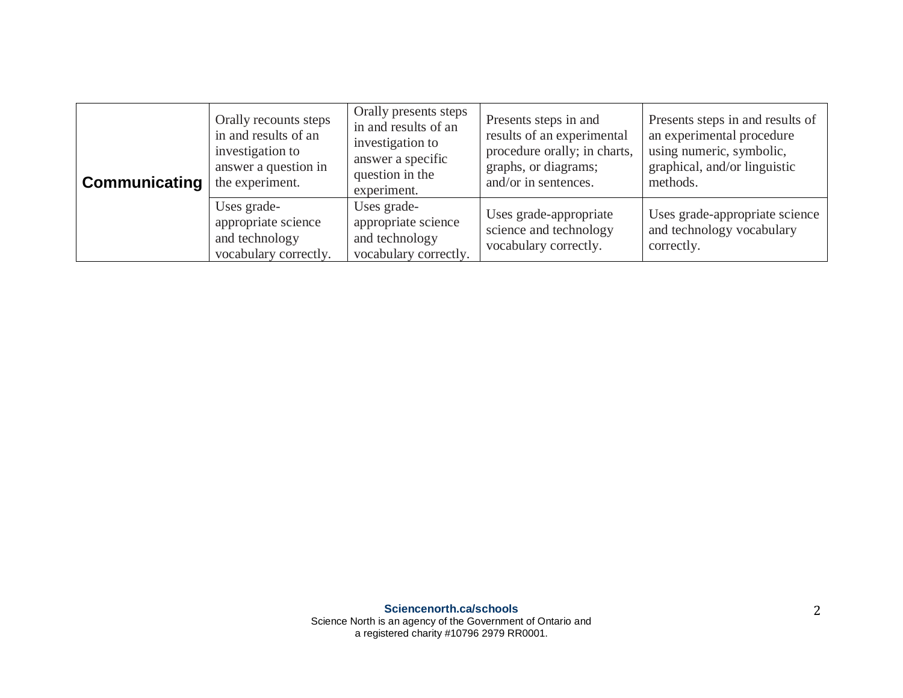| | | | | |
|---|---|---|---|---|
| **Communicating** | Orally recounts steps in and results of an investigation to answer a question in the experiment. | Orally presents steps in and results of an investigation to answer a specific question in the experiment. | Presents steps in and results of an experimental procedure orally; in charts, graphs, or diagrams; and/or in sentences. | Presents steps in and results of an experimental procedure using numeric, symbolic, graphical, and/or linguistic methods. |
| | Uses grade-appropriate science and technology vocabulary correctly. | Uses grade-appropriate science and technology vocabulary correctly. | Uses grade-appropriate science and technology vocabulary correctly. | Uses grade-appropriate science and technology vocabulary correctly. |

**Sciencenorth.ca/schools**
Science North is an agency of the Government of Ontario and a registered charity #10796 2979 RR0001.